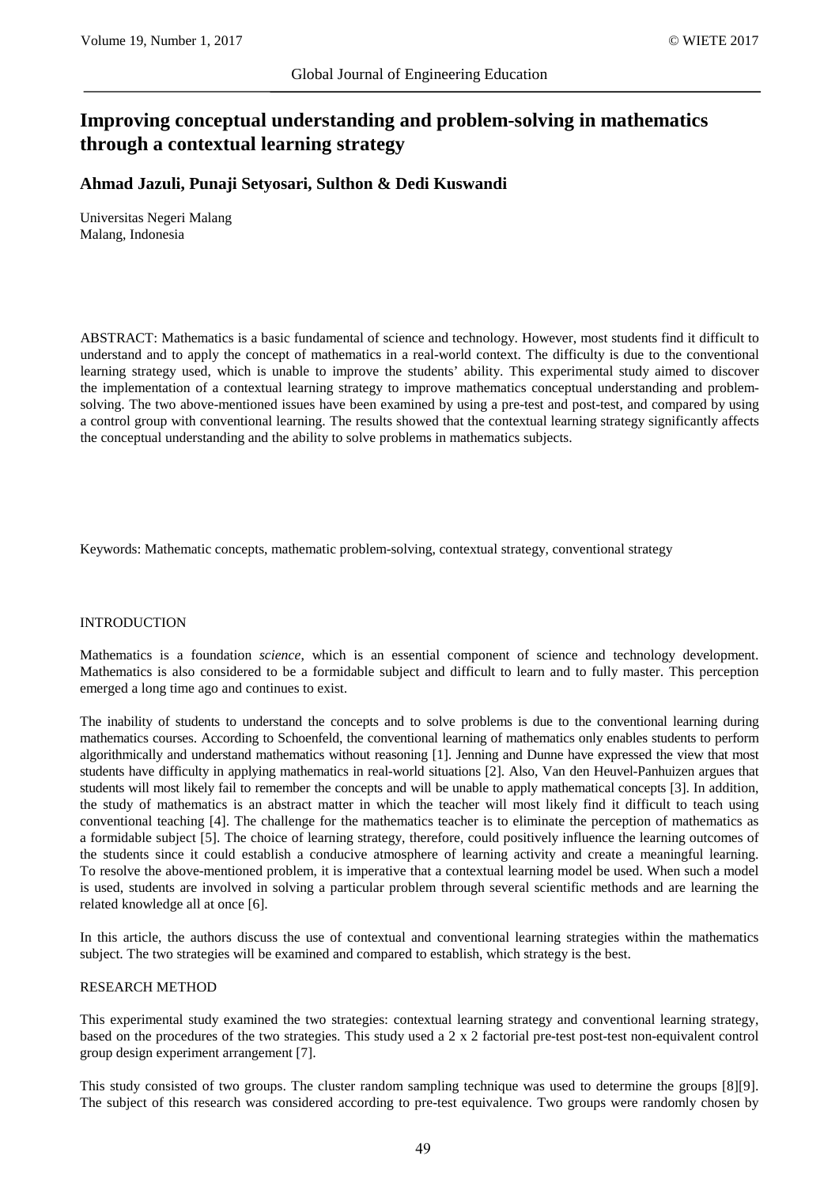# Improving conceptual understanding and problem-solving in mathematics through a contextual learning strategy

**Ahmad Jazuli, Punaji Setyosari, Sulthon & Dedi Kuswandi**

Universitas Negeri Malang
Malang, Indonesia

ABSTRACT: Mathematics is a basic fundamental of science and technology. However, most students find it difficult to understand and to apply the concept of mathematics in a real-world context. The difficulty is due to the conventional learning strategy used, which is unable to improve the students' ability. This experimental study aimed to discover the implementation of a contextual learning strategy to improve mathematics conceptual understanding and problem-solving. The two above-mentioned issues have been examined by using a pre-test and post-test, and compared by using a control group with conventional learning. The results showed that the contextual learning strategy significantly affects the conceptual understanding and the ability to solve problems in mathematics subjects.

Keywords: Mathematic concepts, mathematic problem-solving, contextual strategy, conventional strategy

## INTRODUCTION

Mathematics is a foundation *science*, which is an essential component of science and technology development. Mathematics is also considered to be a formidable subject and difficult to learn and to fully master. This perception emerged a long time ago and continues to exist.

The inability of students to understand the concepts and to solve problems is due to the conventional learning during mathematics courses. According to Schoenfeld, the conventional learning of mathematics only enables students to perform algorithmically and understand mathematics without reasoning [1]. Jenning and Dunne have expressed the view that most students have difficulty in applying mathematics in real-world situations [2]. Also, Van den Heuvel-Panhuizen argues that students will most likely fail to remember the concepts and will be unable to apply mathematical concepts [3]. In addition, the study of mathematics is an abstract matter in which the teacher will most likely find it difficult to teach using conventional teaching [4]. The challenge for the mathematics teacher is to eliminate the perception of mathematics as a formidable subject [5]. The choice of learning strategy, therefore, could positively influence the learning outcomes of the students since it could establish a conducive atmosphere of learning activity and create a meaningful learning. To resolve the above-mentioned problem, it is imperative that a contextual learning model be used. When such a model is used, students are involved in solving a particular problem through several scientific methods and are learning the related knowledge all at once [6].

In this article, the authors discuss the use of contextual and conventional learning strategies within the mathematics subject. The two strategies will be examined and compared to establish, which strategy is the best.

## RESEARCH METHOD

This experimental study examined the two strategies: contextual learning strategy and conventional learning strategy, based on the procedures of the two strategies. This study used a 2 x 2 factorial pre-test post-test non-equivalent control group design experiment arrangement [7].

This study consisted of two groups. The cluster random sampling technique was used to determine the groups [8][9]. The subject of this research was considered according to pre-test equivalence. Two groups were randomly chosen by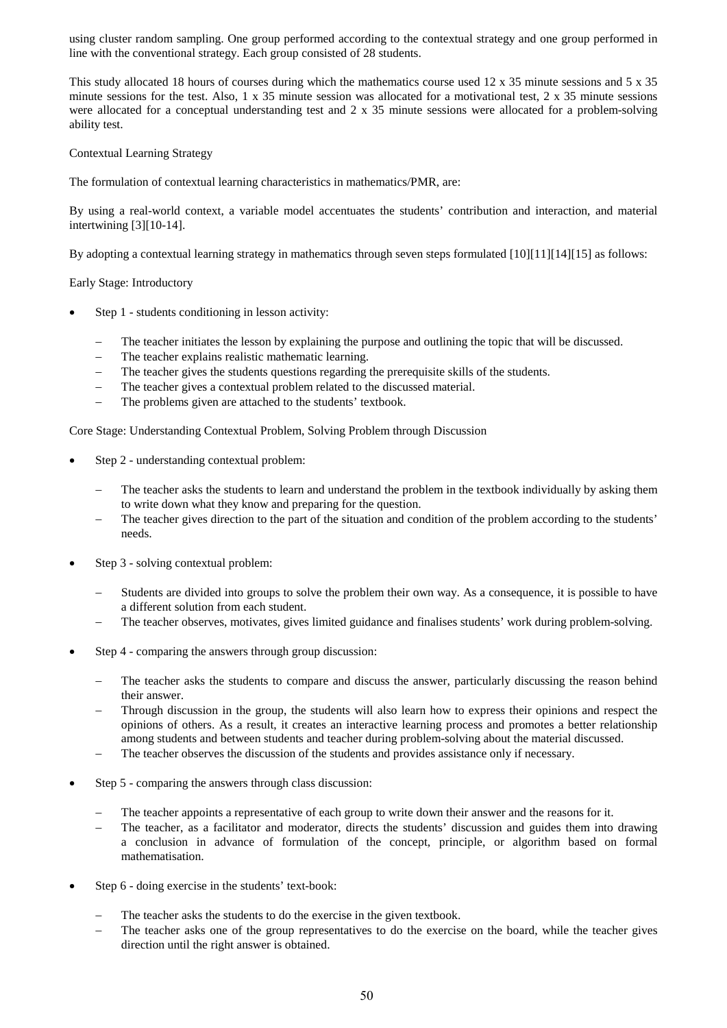using cluster random sampling. One group performed according to the contextual strategy and one group performed in line with the conventional strategy. Each group consisted of 28 students.

This study allocated 18 hours of courses during which the mathematics course used 12 x 35 minute sessions and 5 x 35 minute sessions for the test. Also, 1 x 35 minute session was allocated for a motivational test, 2 x 35 minute sessions were allocated for a conceptual understanding test and 2 x 35 minute sessions were allocated for a problem-solving ability test.

Contextual Learning Strategy

The formulation of contextual learning characteristics in mathematics/PMR, are:

By using a real-world context, a variable model accentuates the students' contribution and interaction, and material intertwining [3][10-14].

By adopting a contextual learning strategy in mathematics through seven steps formulated [10][11][14][15] as follows:

Early Stage: Introductory

- Step 1 - students conditioning in lesson activity:
  - The teacher initiates the lesson by explaining the purpose and outlining the topic that will be discussed.
  - The teacher explains realistic mathematic learning.
  - The teacher gives the students questions regarding the prerequisite skills of the students.
  - The teacher gives a contextual problem related to the discussed material.
  - The problems given are attached to the students' textbook.

Core Stage: Understanding Contextual Problem, Solving Problem through Discussion

- Step 2 - understanding contextual problem:
  - The teacher asks the students to learn and understand the problem in the textbook individually by asking them to write down what they know and preparing for the question.
  - The teacher gives direction to the part of the situation and condition of the problem according to the students' needs.
- Step 3 - solving contextual problem:
  - Students are divided into groups to solve the problem their own way. As a consequence, it is possible to have a different solution from each student.
  - The teacher observes, motivates, gives limited guidance and finalises students' work during problem-solving.
- Step 4 - comparing the answers through group discussion:
  - The teacher asks the students to compare and discuss the answer, particularly discussing the reason behind their answer.
  - Through discussion in the group, the students will also learn how to express their opinions and respect the opinions of others. As a result, it creates an interactive learning process and promotes a better relationship among students and between students and teacher during problem-solving about the material discussed.
  - The teacher observes the discussion of the students and provides assistance only if necessary.
- Step 5 - comparing the answers through class discussion:
  - The teacher appoints a representative of each group to write down their answer and the reasons for it.
  - The teacher, as a facilitator and moderator, directs the students' discussion and guides them into drawing a conclusion in advance of formulation of the concept, principle, or algorithm based on formal mathematisation.
- Step 6 - doing exercise in the students' text-book:
  - The teacher asks the students to do the exercise in the given textbook.
  - The teacher asks one of the group representatives to do the exercise on the board, while the teacher gives direction until the right answer is obtained.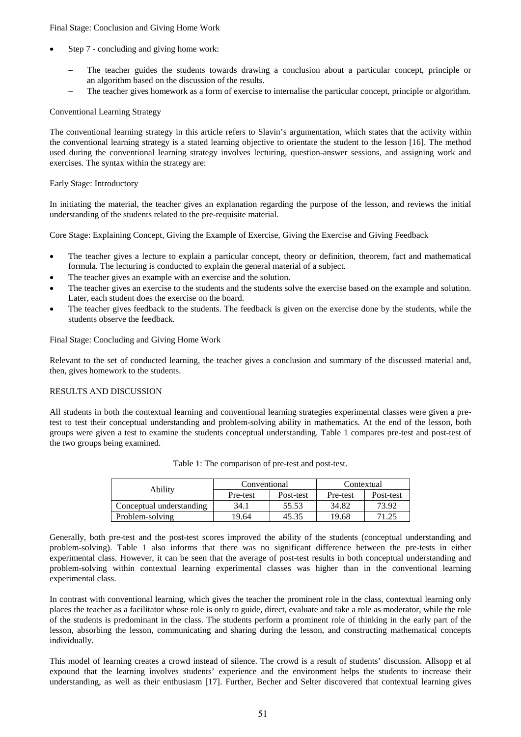Final Stage: Conclusion and Giving Home Work

- Step 7 - concluding and giving home work:
  - The teacher guides the students towards drawing a conclusion about a particular concept, principle or an algorithm based on the discussion of the results.
  - The teacher gives homework as a form of exercise to internalise the particular concept, principle or algorithm.

Conventional Learning Strategy

The conventional learning strategy in this article refers to Slavin's argumentation, which states that the activity within the conventional learning strategy is a stated learning objective to orientate the student to the lesson [16]. The method used during the conventional learning strategy involves lecturing, question-answer sessions, and assigning work and exercises. The syntax within the strategy are:

Early Stage: Introductory

In initiating the material, the teacher gives an explanation regarding the purpose of the lesson, and reviews the initial understanding of the students related to the pre-requisite material.

Core Stage: Explaining Concept, Giving the Example of Exercise, Giving the Exercise and Giving Feedback

- The teacher gives a lecture to explain a particular concept, theory or definition, theorem, fact and mathematical formula. The lecturing is conducted to explain the general material of a subject.
- The teacher gives an example with an exercise and the solution.
- The teacher gives an exercise to the students and the students solve the exercise based on the example and solution. Later, each student does the exercise on the board.
- The teacher gives feedback to the students. The feedback is given on the exercise done by the students, while the students observe the feedback.

Final Stage: Concluding and Giving Home Work

Relevant to the set of conducted learning, the teacher gives a conclusion and summary of the discussed material and, then, gives homework to the students.

## RESULTS AND DISCUSSION

All students in both the contextual learning and conventional learning strategies experimental classes were given a pre-test to test their conceptual understanding and problem-solving ability in mathematics. At the end of the lesson, both groups were given a test to examine the students conceptual understanding. Table 1 compares pre-test and post-test of the two groups being examined.

Table 1: The comparison of pre-test and post-test.

| Ability | Conventional | | Contextual | |
|---|---|---|---|---|
| | Pre-test | Post-test | Pre-test | Post-test |
| Conceptual understanding | 34.1 | 55.53 | 34.82 | 73.92 |
| Problem-solving | 19.64 | 45.35 | 19.68 | 71.25 |

Generally, both pre-test and the post-test scores improved the ability of the students (conceptual understanding and problem-solving). Table 1 also informs that there was no significant difference between the pre-tests in either experimental class. However, it can be seen that the average of post-test results in both conceptual understanding and problem-solving within contextual learning experimental classes was higher than in the conventional learning experimental class.

In contrast with conventional learning, which gives the teacher the prominent role in the class, contextual learning only places the teacher as a facilitator whose role is only to guide, direct, evaluate and take a role as moderator, while the role of the students is predominant in the class. The students perform a prominent role of thinking in the early part of the lesson, absorbing the lesson, communicating and sharing during the lesson, and constructing mathematical concepts individually.

This model of learning creates a crowd instead of silence. The crowd is a result of students' discussion. Allsopp et al expound that the learning involves students' experience and the environment helps the students to increase their understanding, as well as their enthusiasm [17]. Further, Becher and Selter discovered that contextual learning gives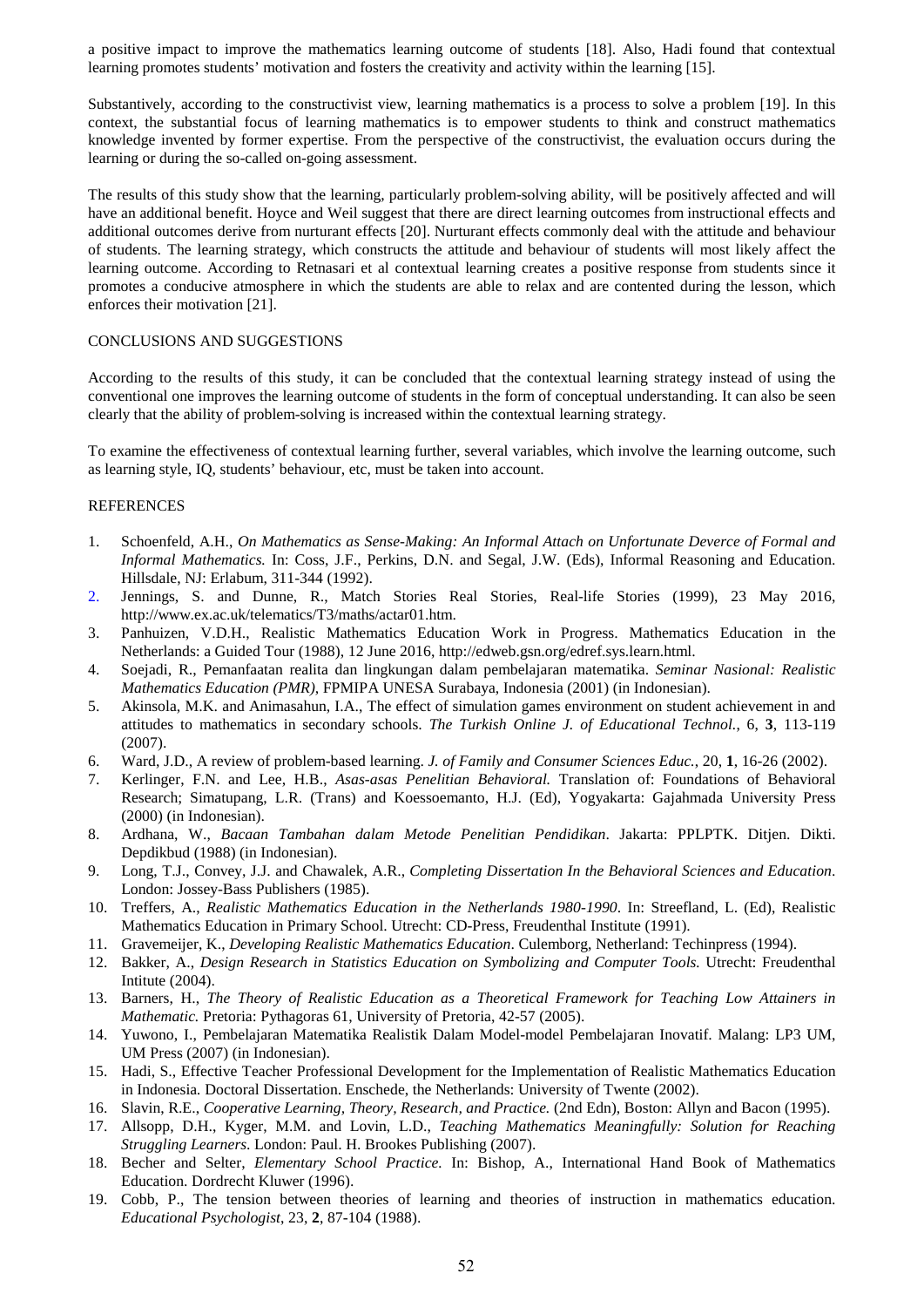a positive impact to improve the mathematics learning outcome of students [18]. Also, Hadi found that contextual learning promotes students' motivation and fosters the creativity and activity within the learning [15].

Substantively, according to the constructivist view, learning mathematics is a process to solve a problem [19]. In this context, the substantial focus of learning mathematics is to empower students to think and construct mathematics knowledge invented by former expertise. From the perspective of the constructivist, the evaluation occurs during the learning or during the so-called on-going assessment.

The results of this study show that the learning, particularly problem-solving ability, will be positively affected and will have an additional benefit. Hoyce and Weil suggest that there are direct learning outcomes from instructional effects and additional outcomes derive from nurturant effects [20]. Nurturant effects commonly deal with the attitude and behaviour of students. The learning strategy, which constructs the attitude and behaviour of students will most likely affect the learning outcome. According to Retnasari et al contextual learning creates a positive response from students since it promotes a conducive atmosphere in which the students are able to relax and are contented during the lesson, which enforces their motivation [21].

## CONCLUSIONS AND SUGGESTIONS

According to the results of this study, it can be concluded that the contextual learning strategy instead of using the conventional one improves the learning outcome of students in the form of conceptual understanding. It can also be seen clearly that the ability of problem-solving is increased within the contextual learning strategy.

To examine the effectiveness of contextual learning further, several variables, which involve the learning outcome, such as learning style, IQ, students' behaviour, etc, must be taken into account.

## REFERENCES

1. Schoenfeld, A.H., *On Mathematics as Sense-Making: An Informal Attach on Unfortunate Deverce of Formal and Informal Mathematics.* In: Coss, J.F., Perkins, D.N. and Segal, J.W. (Eds), Informal Reasoning and Education. Hillsdale, NJ: Erlabum, 311-344 (1992).
2. Jennings, S. and Dunne, R., Match Stories Real Stories, Real-life Stories (1999), 23 May 2016, http://www.ex.ac.uk/telematics/T3/maths/actar01.htm.
3. Panhuizen, V.D.H., Realistic Mathematics Education Work in Progress. Mathematics Education in the Netherlands: a Guided Tour (1988), 12 June 2016, http://edweb.gsn.org/edref.sys.learn.html.
4. Soejadi, R., Pemanfaatan realita dan lingkungan dalam pembelajaran matematika. *Seminar Nasional: Realistic Mathematics Education (PMR)*, FPMIPA UNESA Surabaya, Indonesia (2001) (in Indonesian).
5. Akinsola, M.K. and Animasahun, I.A., The effect of simulation games environment on student achievement in and attitudes to mathematics in secondary schools. *The Turkish Online J. of Educational Technol.*, 6, **3**, 113-119 (2007).
6. Ward, J.D., A review of problem-based learning. *J. of Family and Consumer Sciences Educ.*, 20, **1**, 16-26 (2002).
7. Kerlinger, F.N. and Lee, H.B., *Asas-asas Penelitian Behavioral.* Translation of: Foundations of Behavioral Research; Simatupang, L.R. (Trans) and Koessoemanto, H.J. (Ed), Yogyakarta: Gajahmada University Press (2000) (in Indonesian).
8. Ardhana, W., *Bacaan Tambahan dalam Metode Penelitian Pendidikan*. Jakarta: PPLPTK. Ditjen. Dikti. Depdikbud (1988) (in Indonesian).
9. Long, T.J., Convey, J.J. and Chawalek, A.R., *Completing Dissertation In the Behavioral Sciences and Education*. London: Jossey-Bass Publishers (1985).
10. Treffers, A., *Realistic Mathematics Education in the Netherlands 1980-1990*. In: Streefland, L. (Ed), Realistic Mathematics Education in Primary School. Utrecht: CD-Press, Freudenthal Institute (1991).
11. Gravemeijer, K., *Developing Realistic Mathematics Education*. Culemborg, Netherland: Techinpress (1994).
12. Bakker, A., *Design Research in Statistics Education on Symbolizing and Computer Tools.* Utrecht: Freudenthal Intitute (2004).
13. Barners, H., *The Theory of Realistic Education as a Theoretical Framework for Teaching Low Attainers in Mathematic.* Pretoria: Pythagoras 61, University of Pretoria, 42-57 (2005).
14. Yuwono, I., Pembelajaran Matematika Realistik Dalam Model-model Pembelajaran Inovatif. Malang: LP3 UM, UM Press (2007) (in Indonesian).
15. Hadi, S., Effective Teacher Professional Development for the Implementation of Realistic Mathematics Education in Indonesia. Doctoral Dissertation. Enschede, the Netherlands: University of Twente (2002).
16. Slavin, R.E., *Cooperative Learning, Theory, Research, and Practice.* (2nd Edn), Boston: Allyn and Bacon (1995).
17. Allsopp, D.H., Kyger, M.M. and Lovin, L.D., *Teaching Mathematics Meaningfully: Solution for Reaching Struggling Learners*. London: Paul. H. Brookes Publishing (2007).
18. Becher and Selter, *Elementary School Practice.* In: Bishop, A., International Hand Book of Mathematics Education. Dordrecht Kluwer (1996).
19. Cobb, P., The tension between theories of learning and theories of instruction in mathematics education. *Educational Psychologist*, 23, **2**, 87-104 (1988).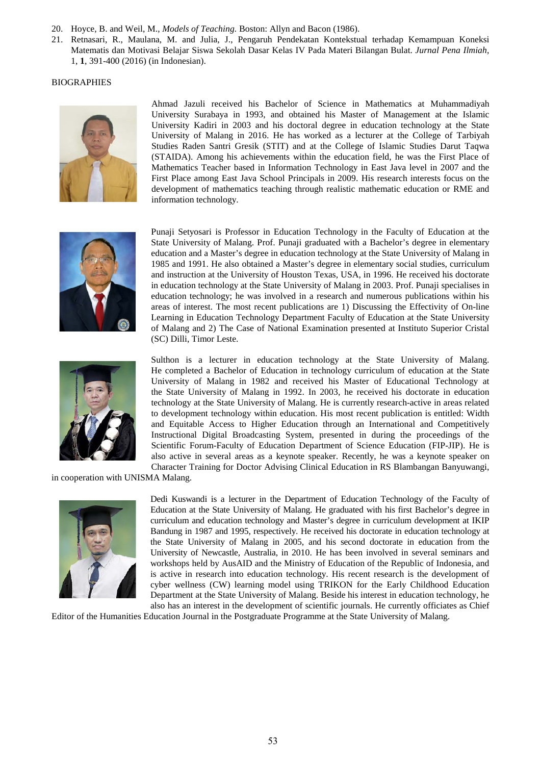20. Hoyce, B. and Weil, M., *Models of Teaching*. Boston: Allyn and Bacon (1986).
21. Retnasari, R., Maulana, M. and Julia, J., Pengaruh Pendekatan Kontekstual terhadap Kemampuan Koneksi Matematis dan Motivasi Belajar Siswa Sekolah Dasar Kelas IV Pada Materi Bilangan Bulat. *Jurnal Pena Ilmiah*, 1, **1**, 391-400 (2016) (in Indonesian).

## BIOGRAPHIES

Ahmad Jazuli received his Bachelor of Science in Mathematics at Muhammadiyah University Surabaya in 1993, and obtained his Master of Management at the Islamic University Kadiri in 2003 and his doctoral degree in education technology at the State University of Malang in 2016. He has worked as a lecturer at the College of Tarbiyah Studies Raden Santri Gresik (STIT) and at the College of Islamic Studies Darut Taqwa (STAIDA). Among his achievements within the education field, he was the First Place of Mathematics Teacher based in Information Technology in East Java level in 2007 and the First Place among East Java School Principals in 2009. His research interests focus on the development of mathematics teaching through realistic mathematic education or RME and information technology.

Punaji Setyosari is Professor in Education Technology in the Faculty of Education at the State University of Malang. Prof. Punaji graduated with a Bachelor's degree in elementary education and a Master's degree in education technology at the State University of Malang in 1985 and 1991. He also obtained a Master's degree in elementary social studies, curriculum and instruction at the University of Houston Texas, USA, in 1996. He received his doctorate in education technology at the State University of Malang in 2003. Prof. Punaji specialises in education technology; he was involved in a research and numerous publications within his areas of interest. The most recent publications are 1) Discussing the Effectivity of On-line Learning in Education Technology Department Faculty of Education at the State University of Malang and 2) The Case of National Examination presented at Instituto Superior Cristal (SC) Dilli, Timor Leste.

Sulthon is a lecturer in education technology at the State University of Malang. He completed a Bachelor of Education in technology curriculum of education at the State University of Malang in 1982 and received his Master of Educational Technology at the State University of Malang in 1992. In 2003, he received his doctorate in education technology at the State University of Malang. He is currently research-active in areas related to development technology within education. His most recent publication is entitled: Width and Equitable Access to Higher Education through an International and Competitively Instructional Digital Broadcasting System, presented in during the proceedings of the Scientific Forum-Faculty of Education Department of Science Education (FIP-JIP). He is also active in several areas as a keynote speaker. Recently, he was a keynote speaker on Character Training for Doctor Advising Clinical Education in RS Blambangan Banyuwangi, in cooperation with UNISMA Malang.

Dedi Kuswandi is a lecturer in the Department of Education Technology of the Faculty of Education at the State University of Malang. He graduated with his first Bachelor's degree in curriculum and education technology and Master's degree in curriculum development at IKIP Bandung in 1987 and 1995, respectively. He received his doctorate in education technology at the State University of Malang in 2005, and his second doctorate in education from the University of Newcastle, Australia, in 2010. He has been involved in several seminars and workshops held by AusAID and the Ministry of Education of the Republic of Indonesia, and is active in research into education technology. His recent research is the development of cyber wellness (CW) learning model using TRIKON for the Early Childhood Education Department at the State University of Malang. Beside his interest in education technology, he also has an interest in the development of scientific journals. He currently officiates as Chief Editor of the Humanities Education Journal in the Postgraduate Programme at the State University of Malang.